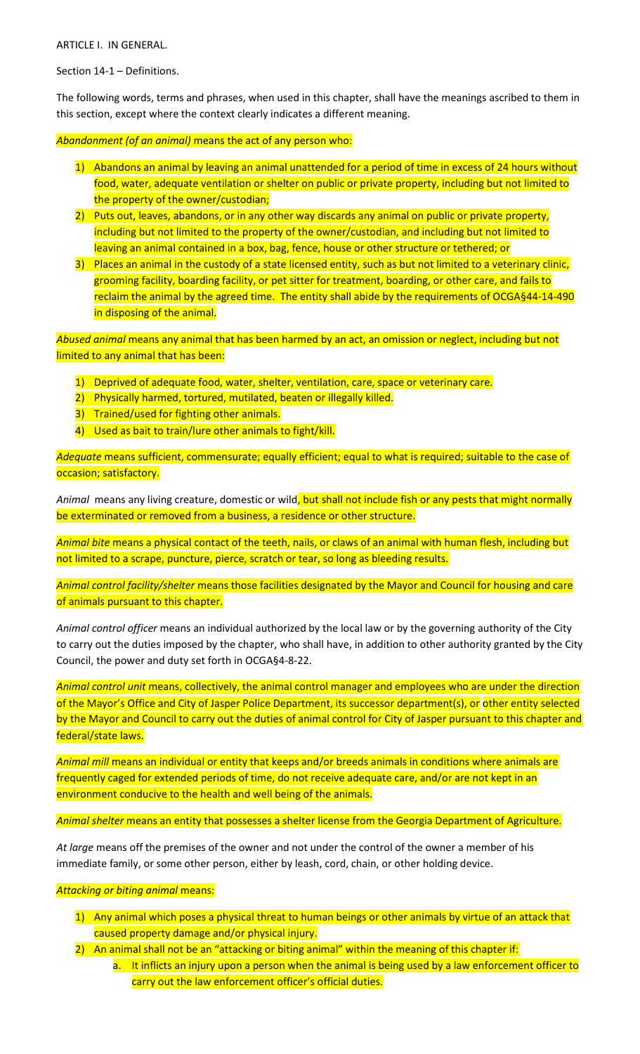ARTICLE I. IN GENERAL.

Section 14-1 – Definitions.

The following words, terms and phrases, when used in this chapter, shall have the meanings ascribed to them in this section, except where the context clearly indicates a different meaning.

*Abandonment (of an animal)* means the act of any person who:

1) Abandons an animal by leaving an animal unattended for a period of time in excess of 24 hours without food, water, adequate ventilation or shelter on public or private property, including but not limited to the property of the owner/custodian;
2) Puts out, leaves, abandons, or in any other way discards any animal on public or private property, including but not limited to the property of the owner/custodian, and including but not limited to leaving an animal contained in a box, bag, fence, house or other structure or tethered; or
3) Places an animal in the custody of a state licensed entity, such as but not limited to a veterinary clinic, grooming facility, boarding facility, or pet sitter for treatment, boarding, or other care, and fails to reclaim the animal by the agreed time. The entity shall abide by the requirements of OCGA§44-14-490 in disposing of the animal.

*Abused animal* means any animal that has been harmed by an act, an omission or neglect, including but not limited to any animal that has been:

1) Deprived of adequate food, water, shelter, ventilation, care, space or veterinary care.
2) Physically harmed, tortured, mutilated, beaten or illegally killed.
3) Trained/used for fighting other animals.
4) Used as bait to train/lure other animals to fight/kill.

*Adequate* means sufficient, commensurate; equally efficient; equal to what is required; suitable to the case of occasion; satisfactory.

*Animal* means any living creature, domestic or wild, but shall not include fish or any pests that might normally be exterminated or removed from a business, a residence or other structure.

*Animal bite* means a physical contact of the teeth, nails, or claws of an animal with human flesh, including but not limited to a scrape, puncture, pierce, scratch or tear, so long as bleeding results.

*Animal control facility/shelter* means those facilities designated by the Mayor and Council for housing and care of animals pursuant to this chapter.

*Animal control officer* means an individual authorized by the local law or by the governing authority of the City to carry out the duties imposed by the chapter, who shall have, in addition to other authority granted by the City Council, the power and duty set forth in OCGA§4-8-22.

*Animal control unit* means, collectively, the animal control manager and employees who are under the direction of the Mayor's Office and City of Jasper Police Department, its successor department(s), or other entity selected by the Mayor and Council to carry out the duties of animal control for City of Jasper pursuant to this chapter and federal/state laws.

*Animal mill* means an individual or entity that keeps and/or breeds animals in conditions where animals are frequently caged for extended periods of time, do not receive adequate care, and/or are not kept in an environment conducive to the health and well being of the animals.

*Animal shelter* means an entity that possesses a shelter license from the Georgia Department of Agriculture.

*At large* means off the premises of the owner and not under the control of the owner a member of his immediate family, or some other person, either by leash, cord, chain, or other holding device.

*Attacking or biting animal* means:

1) Any animal which poses a physical threat to human beings or other animals by virtue of an attack that caused property damage and/or physical injury.
2) An animal shall not be an "attacking or biting animal" within the meaning of this chapter if:
    a. It inflicts an injury upon a person when the animal is being used by a law enforcement officer to carry out the law enforcement officer's official duties.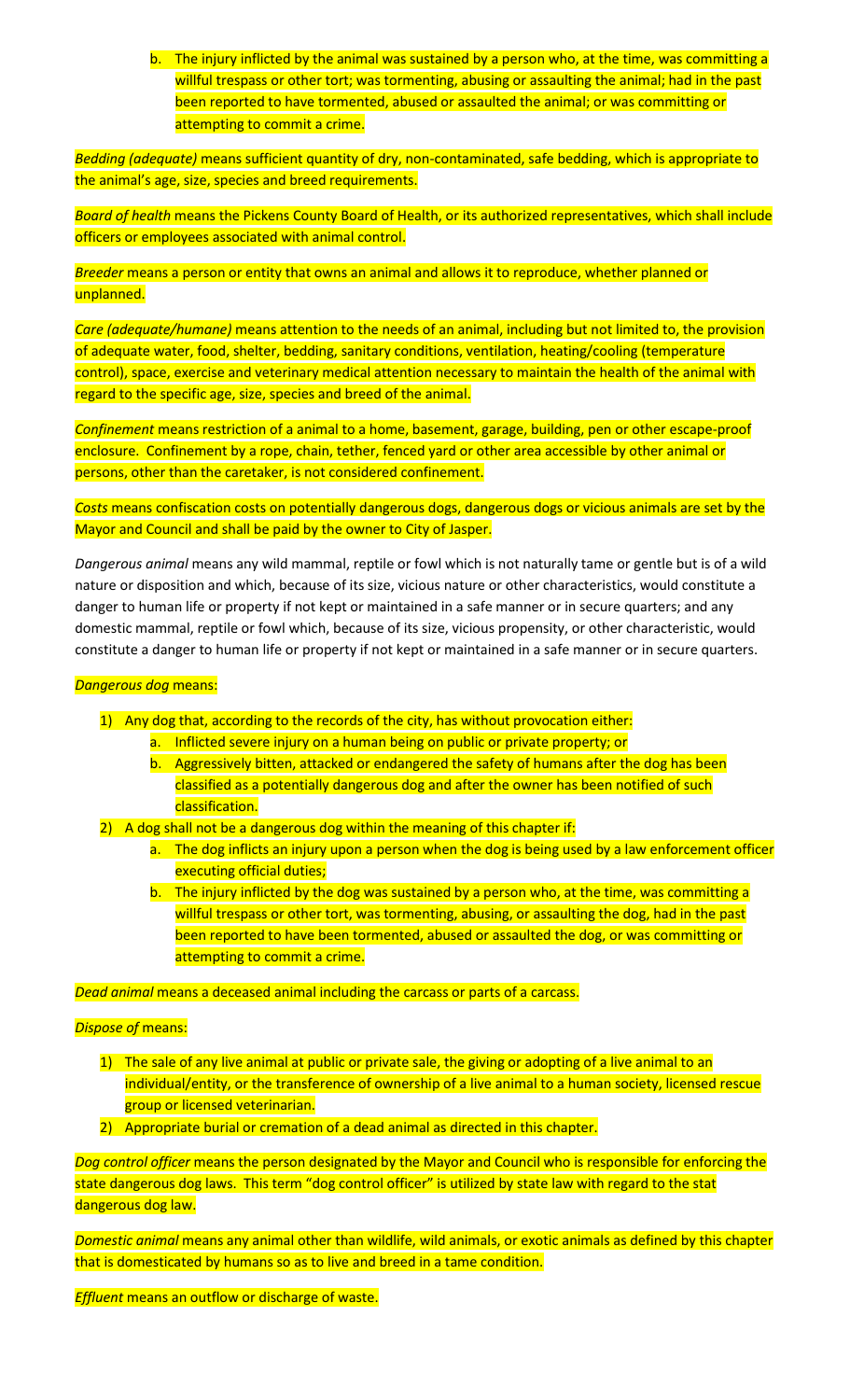b. The injury inflicted by the animal was sustained by a person who, at the time, was committing a willful trespass or other tort; was tormenting, abusing or assaulting the animal; had in the past been reported to have tormented, abused or assaulted the animal; or was committing or attempting to commit a crime.

*Bedding (adequate)* means sufficient quantity of dry, non-contaminated, safe bedding, which is appropriate to the animal's age, size, species and breed requirements.

*Board of health* means the Pickens County Board of Health, or its authorized representatives, which shall include officers or employees associated with animal control.

*Breeder* means a person or entity that owns an animal and allows it to reproduce, whether planned or unplanned.

*Care (adequate/humane)* means attention to the needs of an animal, including but not limited to, the provision of adequate water, food, shelter, bedding, sanitary conditions, ventilation, heating/cooling (temperature control), space, exercise and veterinary medical attention necessary to maintain the health of the animal with regard to the specific age, size, species and breed of the animal.

*Confinement* means restriction of a animal to a home, basement, garage, building, pen or other escape-proof enclosure. Confinement by a rope, chain, tether, fenced yard or other area accessible by other animal or persons, other than the caretaker, is not considered confinement.

*Costs* means confiscation costs on potentially dangerous dogs, dangerous dogs or vicious animals are set by the Mayor and Council and shall be paid by the owner to City of Jasper.

*Dangerous animal* means any wild mammal, reptile or fowl which is not naturally tame or gentle but is of a wild nature or disposition and which, because of its size, vicious nature or other characteristics, would constitute a danger to human life or property if not kept or maintained in a safe manner or in secure quarters; and any domestic mammal, reptile or fowl which, because of its size, vicious propensity, or other characteristic, would constitute a danger to human life or property if not kept or maintained in a safe manner or in secure quarters.

*Dangerous dog* means:

1) Any dog that, according to the records of the city, has without provocation either:
   a. Inflicted severe injury on a human being on public or private property; or
   b. Aggressively bitten, attacked or endangered the safety of humans after the dog has been classified as a potentially dangerous dog and after the owner has been notified of such classification.
2) A dog shall not be a dangerous dog within the meaning of this chapter if:
   a. The dog inflicts an injury upon a person when the dog is being used by a law enforcement officer executing official duties;
   b. The injury inflicted by the dog was sustained by a person who, at the time, was committing a willful trespass or other tort, was tormenting, abusing, or assaulting the dog, had in the past been reported to have been tormented, abused or assaulted the dog, or was committing or attempting to commit a crime.

*Dead animal* means a deceased animal including the carcass or parts of a carcass.

*Dispose of* means:

1) The sale of any live animal at public or private sale, the giving or adopting of a live animal to an individual/entity, or the transference of ownership of a live animal to a human society, licensed rescue group or licensed veterinarian.
2) Appropriate burial or cremation of a dead animal as directed in this chapter.

*Dog control officer* means the person designated by the Mayor and Council who is responsible for enforcing the state dangerous dog laws. This term "dog control officer" is utilized by state law with regard to the stat dangerous dog law.

*Domestic animal* means any animal other than wildlife, wild animals, or exotic animals as defined by this chapter that is domesticated by humans so as to live and breed in a tame condition.

*Effluent* means an outflow or discharge of waste.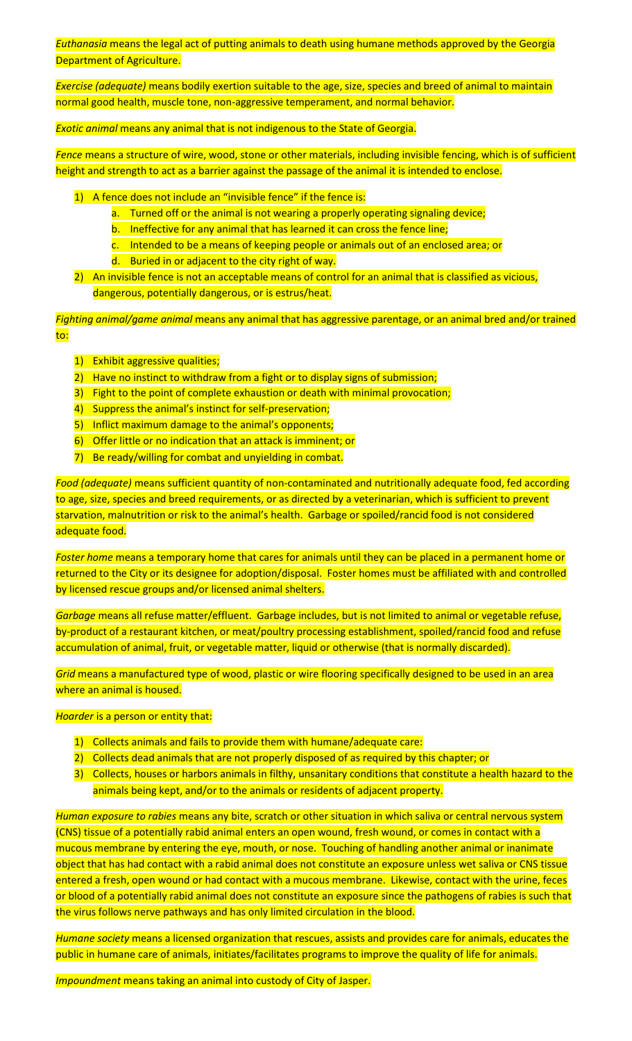*Euthanasia* means the legal act of putting animals to death using humane methods approved by the Georgia Department of Agriculture.

*Exercise (adequate)* means bodily exertion suitable to the age, size, species and breed of animal to maintain normal good health, muscle tone, non-aggressive temperament, and normal behavior.

*Exotic animal* means any animal that is not indigenous to the State of Georgia.

*Fence* means a structure of wire, wood, stone or other materials, including invisible fencing, which is of sufficient height and strength to act as a barrier against the passage of the animal it is intended to enclose.

1) A fence does not include an "invisible fence" if the fence is:
    a. Turned off or the animal is not wearing a properly operating signaling device;
    b. Ineffective for any animal that has learned it can cross the fence line;
    c. Intended to be a means of keeping people or animals out of an enclosed area; or
    d. Buried in or adjacent to the city right of way.
2) An invisible fence is not an acceptable means of control for an animal that is classified as vicious, dangerous, potentially dangerous, or is estrus/heat.

*Fighting animal/game animal* means any animal that has aggressive parentage, or an animal bred and/or trained to:

1) Exhibit aggressive qualities;
2) Have no instinct to withdraw from a fight or to display signs of submission;
3) Fight to the point of complete exhaustion or death with minimal provocation;
4) Suppress the animal's instinct for self-preservation;
5) Inflict maximum damage to the animal's opponents;
6) Offer little or no indication that an attack is imminent; or
7) Be ready/willing for combat and unyielding in combat.

*Food (adequate)* means sufficient quantity of non-contaminated and nutritionally adequate food, fed according to age, size, species and breed requirements, or as directed by a veterinarian, which is sufficient to prevent starvation, malnutrition or risk to the animal's health. Garbage or spoiled/rancid food is not considered adequate food.

*Foster home* means a temporary home that cares for animals until they can be placed in a permanent home or returned to the City or its designee for adoption/disposal. Foster homes must be affiliated with and controlled by licensed rescue groups and/or licensed animal shelters.

*Garbage* means all refuse matter/effluent. Garbage includes, but is not limited to animal or vegetable refuse, by-product of a restaurant kitchen, or meat/poultry processing establishment, spoiled/rancid food and refuse accumulation of animal, fruit, or vegetable matter, liquid or otherwise (that is normally discarded).

*Grid* means a manufactured type of wood, plastic or wire flooring specifically designed to be used in an area where an animal is housed.

*Hoarder* is a person or entity that:

1) Collects animals and fails to provide them with humane/adequate care:
2) Collects dead animals that are not properly disposed of as required by this chapter; or
3) Collects, houses or harbors animals in filthy, unsanitary conditions that constitute a health hazard to the animals being kept, and/or to the animals or residents of adjacent property.

*Human exposure to rabies* means any bite, scratch or other situation in which saliva or central nervous system (CNS) tissue of a potentially rabid animal enters an open wound, fresh wound, or comes in contact with a mucous membrane by entering the eye, mouth, or nose. Touching of handling another animal or inanimate object that has had contact with a rabid animal does not constitute an exposure unless wet saliva or CNS tissue entered a fresh, open wound or had contact with a mucous membrane. Likewise, contact with the urine, feces or blood of a potentially rabid animal does not constitute an exposure since the pathogens of rabies is such that the virus follows nerve pathways and has only limited circulation in the blood.

*Humane society* means a licensed organization that rescues, assists and provides care for animals, educates the public in humane care of animals, initiates/facilitates programs to improve the quality of life for animals.

*Impoundment* means taking an animal into custody of City of Jasper.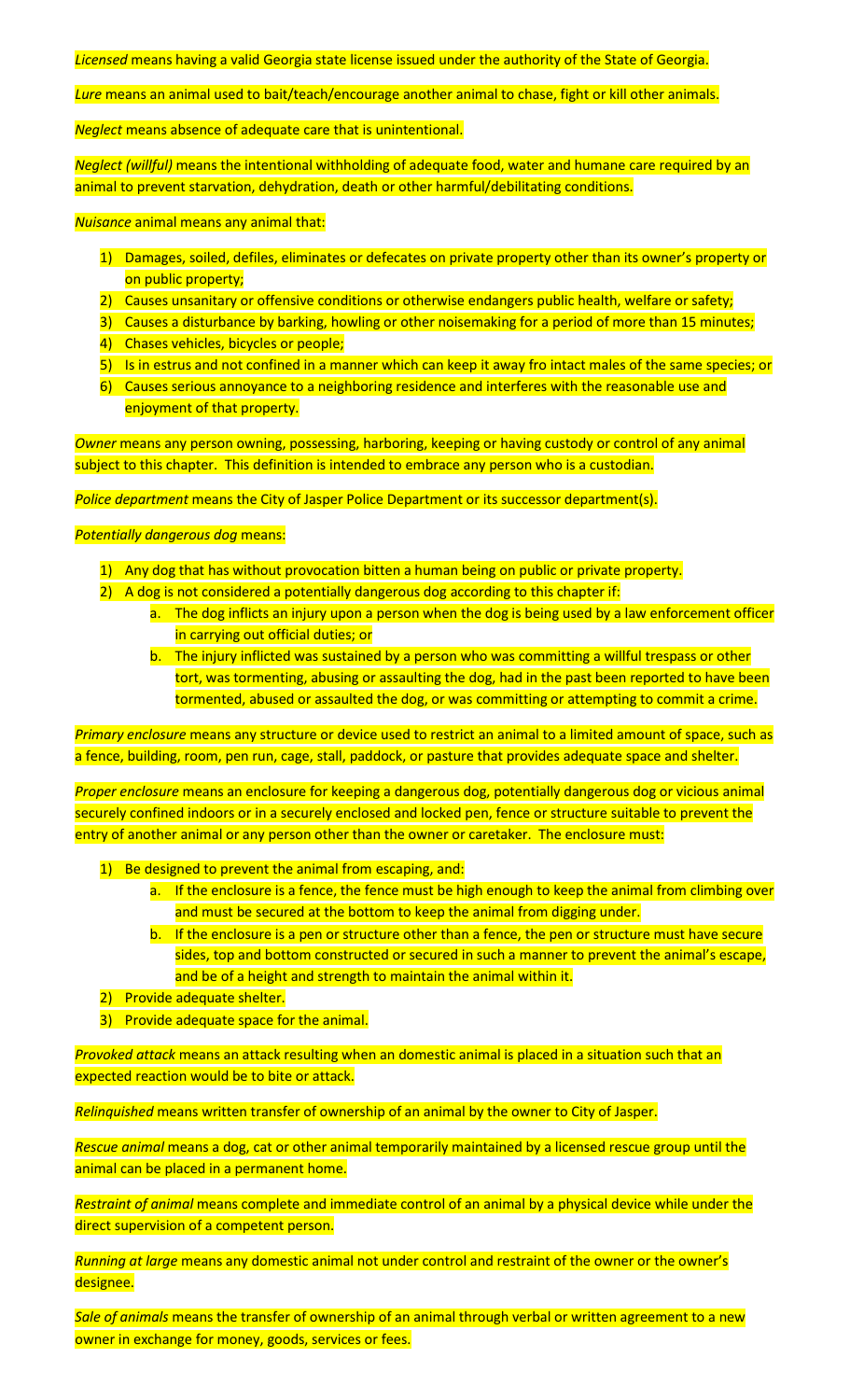*Licensed* means having a valid Georgia state license issued under the authority of the State of Georgia.

*Lure* means an animal used to bait/teach/encourage another animal to chase, fight or kill other animals.

*Neglect* means absence of adequate care that is unintentional.

*Neglect (willful)* means the intentional withholding of adequate food, water and humane care required by an animal to prevent starvation, dehydration, death or other harmful/debilitating conditions.

*Nuisance* animal means any animal that:

1) Damages, soiled, defiles, eliminates or defecates on private property other than its owner's property or on public property;
2) Causes unsanitary or offensive conditions or otherwise endangers public health, welfare or safety;
3) Causes a disturbance by barking, howling or other noisemaking for a period of more than 15 minutes;
4) Chases vehicles, bicycles or people;
5) Is in estrus and not confined in a manner which can keep it away fro intact males of the same species; or
6) Causes serious annoyance to a neighboring residence and interferes with the reasonable use and enjoyment of that property.

*Owner* means any person owning, possessing, harboring, keeping or having custody or control of any animal subject to this chapter. This definition is intended to embrace any person who is a custodian.

*Police department* means the City of Jasper Police Department or its successor department(s).

*Potentially dangerous dog* means:

1) Any dog that has without provocation bitten a human being on public or private property.
2) A dog is not considered a potentially dangerous dog according to this chapter if:
   a. The dog inflicts an injury upon a person when the dog is being used by a law enforcement officer in carrying out official duties; or
   b. The injury inflicted was sustained by a person who was committing a willful trespass or other tort, was tormenting, abusing or assaulting the dog, had in the past been reported to have been tormented, abused or assaulted the dog, or was committing or attempting to commit a crime.

*Primary enclosure* means any structure or device used to restrict an animal to a limited amount of space, such as a fence, building, room, pen run, cage, stall, paddock, or pasture that provides adequate space and shelter.

*Proper enclosure* means an enclosure for keeping a dangerous dog, potentially dangerous dog or vicious animal securely confined indoors or in a securely enclosed and locked pen, fence or structure suitable to prevent the entry of another animal or any person other than the owner or caretaker. The enclosure must:

1) Be designed to prevent the animal from escaping, and:
   a. If the enclosure is a fence, the fence must be high enough to keep the animal from climbing over and must be secured at the bottom to keep the animal from digging under.
   b. If the enclosure is a pen or structure other than a fence, the pen or structure must have secure sides, top and bottom constructed or secured in such a manner to prevent the animal's escape, and be of a height and strength to maintain the animal within it.
2) Provide adequate shelter.
3) Provide adequate space for the animal.

*Provoked attack* means an attack resulting when an domestic animal is placed in a situation such that an expected reaction would be to bite or attack.

*Relinquished* means written transfer of ownership of an animal by the owner to City of Jasper.

*Rescue animal* means a dog, cat or other animal temporarily maintained by a licensed rescue group until the animal can be placed in a permanent home.

*Restraint of animal* means complete and immediate control of an animal by a physical device while under the direct supervision of a competent person.

*Running at large* means any domestic animal not under control and restraint of the owner or the owner's designee.

*Sale of animals* means the transfer of ownership of an animal through verbal or written agreement to a new owner in exchange for money, goods, services or fees.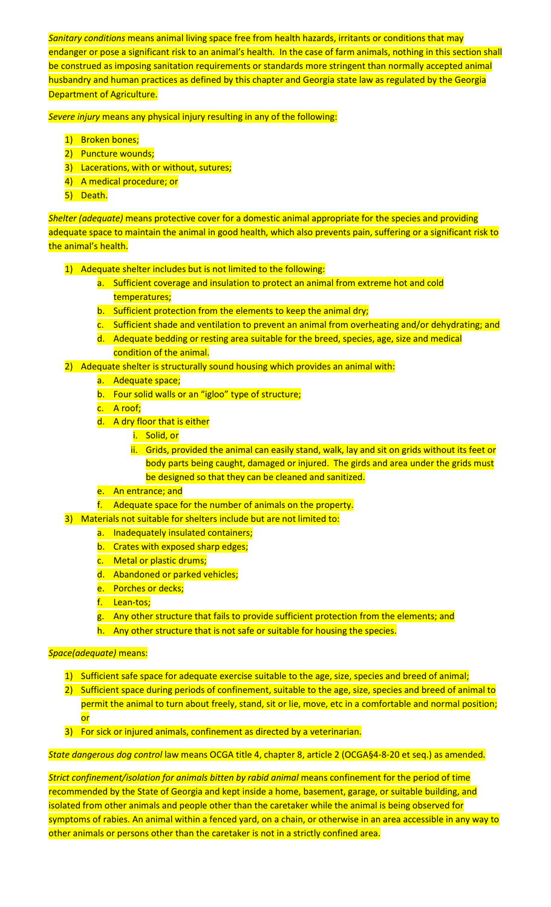*Sanitary conditions* means animal living space free from health hazards, irritants or conditions that may endanger or pose a significant risk to an animal's health. In the case of farm animals, nothing in this section shall be construed as imposing sanitation requirements or standards more stringent than normally accepted animal husbandry and human practices as defined by this chapter and Georgia state law as regulated by the Georgia Department of Agriculture.

*Severe injury* means any physical injury resulting in any of the following:

1) Broken bones;
2) Puncture wounds;
3) Lacerations, with or without, sutures;
4) A medical procedure; or
5) Death.

*Shelter (adequate)* means protective cover for a domestic animal appropriate for the species and providing adequate space to maintain the animal in good health, which also prevents pain, suffering or a significant risk to the animal's health.

1) Adequate shelter includes but is not limited to the following:
    a. Sufficient coverage and insulation to protect an animal from extreme hot and cold temperatures;
    b. Sufficient protection from the elements to keep the animal dry;
    c. Sufficient shade and ventilation to prevent an animal from overheating and/or dehydrating; and
    d. Adequate bedding or resting area suitable for the breed, species, age, size and medical condition of the animal.
2) Adequate shelter is structurally sound housing which provides an animal with:
    a. Adequate space;
    b. Four solid walls or an "igloo" type of structure;
    c. A roof;
    d. A dry floor that is either
        i. Solid, or
        ii. Grids, provided the animal can easily stand, walk, lay and sit on grids without its feet or body parts being caught, damaged or injured. The girds and area under the grids must be designed so that they can be cleaned and sanitized.
    e. An entrance; and
    f. Adequate space for the number of animals on the property.
3) Materials not suitable for shelters include but are not limited to:
    a. Inadequately insulated containers;
    b. Crates with exposed sharp edges;
    c. Metal or plastic drums;
    d. Abandoned or parked vehicles;
    e. Porches or decks;
    f. Lean-tos;
    g. Any other structure that fails to provide sufficient protection from the elements; and
    h. Any other structure that is not safe or suitable for housing the species.

*Space(adequate)* means:

1) Sufficient safe space for adequate exercise suitable to the age, size, species and breed of animal;
2) Sufficient space during periods of confinement, suitable to the age, size, species and breed of animal to permit the animal to turn about freely, stand, sit or lie, move, etc in a comfortable and normal position; or
3) For sick or injured animals, confinement as directed by a veterinarian.

*State dangerous dog control* law means OCGA title 4, chapter 8, article 2 (OCGA§4-8-20 et seq.) as amended.

*Strict confinement/isolation for animals bitten by rabid animal* means confinement for the period of time recommended by the State of Georgia and kept inside a home, basement, garage, or suitable building, and isolated from other animals and people other than the caretaker while the animal is being observed for symptoms of rabies. An animal within a fenced yard, on a chain, or otherwise in an area accessible in any way to other animals or persons other than the caretaker is not in a strictly confined area.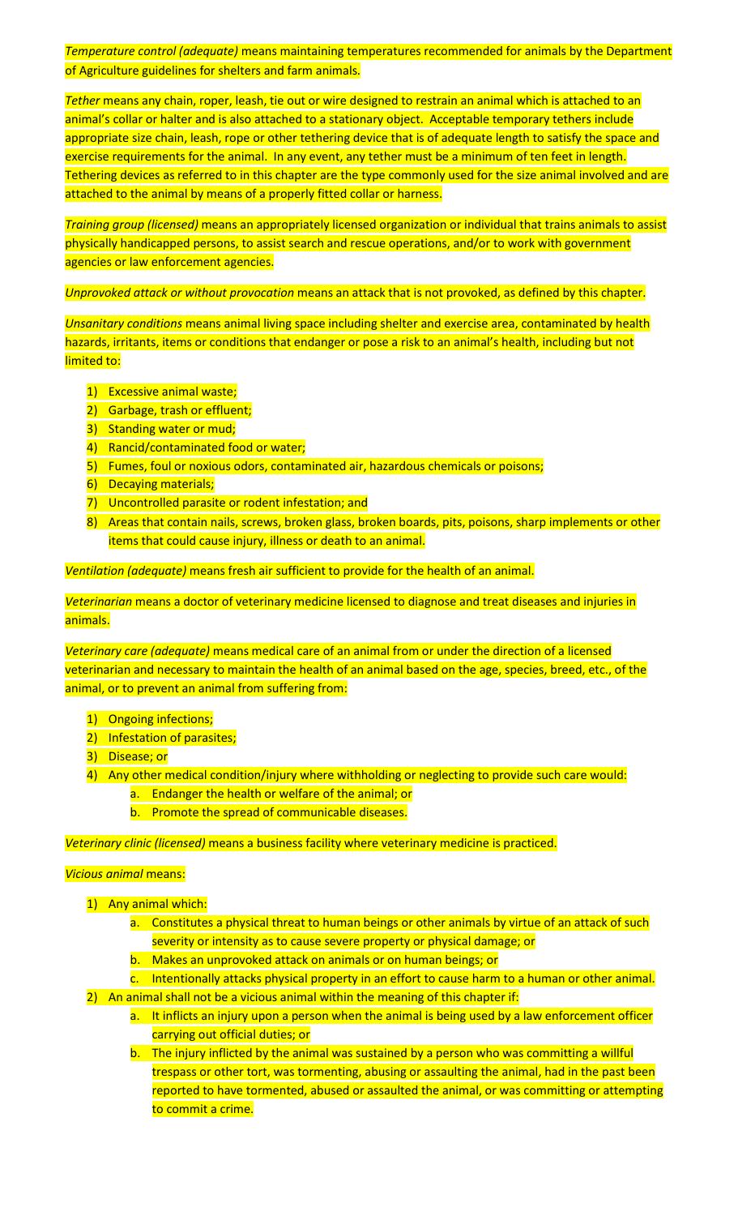*Temperature control (adequate)* means maintaining temperatures recommended for animals by the Department of Agriculture guidelines for shelters and farm animals.

*Tether* means any chain, roper, leash, tie out or wire designed to restrain an animal which is attached to an animal's collar or halter and is also attached to a stationary object. Acceptable temporary tethers include appropriate size chain, leash, rope or other tethering device that is of adequate length to satisfy the space and exercise requirements for the animal. In any event, any tether must be a minimum of ten feet in length. Tethering devices as referred to in this chapter are the type commonly used for the size animal involved and are attached to the animal by means of a properly fitted collar or harness.

*Training group (licensed)* means an appropriately licensed organization or individual that trains animals to assist physically handicapped persons, to assist search and rescue operations, and/or to work with government agencies or law enforcement agencies.

*Unprovoked attack or without provocation* means an attack that is not provoked, as defined by this chapter.

*Unsanitary conditions* means animal living space including shelter and exercise area, contaminated by health hazards, irritants, items or conditions that endanger or pose a risk to an animal's health, including but not limited to:

1) Excessive animal waste;
2) Garbage, trash or effluent;
3) Standing water or mud;
4) Rancid/contaminated food or water;
5) Fumes, foul or noxious odors, contaminated air, hazardous chemicals or poisons;
6) Decaying materials;
7) Uncontrolled parasite or rodent infestation; and
8) Areas that contain nails, screws, broken glass, broken boards, pits, poisons, sharp implements or other items that could cause injury, illness or death to an animal.

*Ventilation (adequate)* means fresh air sufficient to provide for the health of an animal.

*Veterinarian* means a doctor of veterinary medicine licensed to diagnose and treat diseases and injuries in animals.

*Veterinary care (adequate)* means medical care of an animal from or under the direction of a licensed veterinarian and necessary to maintain the health of an animal based on the age, species, breed, etc., of the animal, or to prevent an animal from suffering from:

1) Ongoing infections;
2) Infestation of parasites;
3) Disease; or
4) Any other medical condition/injury where withholding or neglecting to provide such care would:
    a. Endanger the health or welfare of the animal; or
    b. Promote the spread of communicable diseases.

*Veterinary clinic (licensed)* means a business facility where veterinary medicine is practiced.

*Vicious animal* means:

1) Any animal which:
    a. Constitutes a physical threat to human beings or other animals by virtue of an attack of such severity or intensity as to cause severe property or physical damage; or
    b. Makes an unprovoked attack on animals or on human beings; or
    c. Intentionally attacks physical property in an effort to cause harm to a human or other animal.
2) An animal shall not be a vicious animal within the meaning of this chapter if:
    a. It inflicts an injury upon a person when the animal is being used by a law enforcement officer carrying out official duties; or
    b. The injury inflicted by the animal was sustained by a person who was committing a willful trespass or other tort, was tormenting, abusing or assaulting the animal, had in the past been reported to have tormented, abused or assaulted the animal, or was committing or attempting to commit a crime.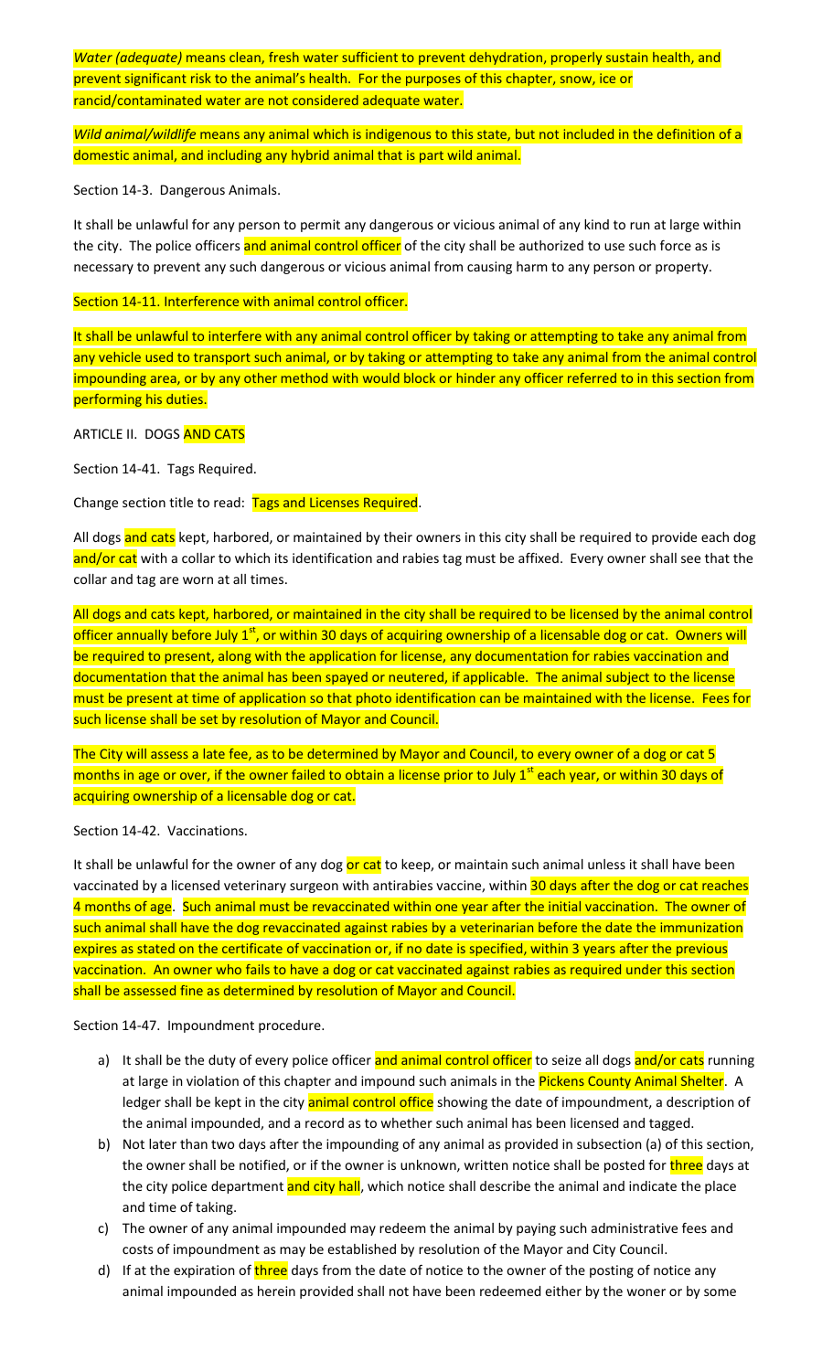*Water (adequate)* means clean, fresh water sufficient to prevent dehydration, properly sustain health, and prevent significant risk to the animal's health. For the purposes of this chapter, snow, ice or rancid/contaminated water are not considered adequate water.

*Wild animal/wildlife* means any animal which is indigenous to this state, but not included in the definition of a domestic animal, and including any hybrid animal that is part wild animal.

Section 14-3. Dangerous Animals.

It shall be unlawful for any person to permit any dangerous or vicious animal of any kind to run at large within the city. The police officers and animal control officer of the city shall be authorized to use such force as is necessary to prevent any such dangerous or vicious animal from causing harm to any person or property.

Section 14-11. Interference with animal control officer.

It shall be unlawful to interfere with any animal control officer by taking or attempting to take any animal from any vehicle used to transport such animal, or by taking or attempting to take any animal from the animal control impounding area, or by any other method with would block or hinder any officer referred to in this section from performing his duties.

ARTICLE II. DOGS AND CATS

Section 14-41. Tags Required.

Change section title to read: Tags and Licenses Required.

All dogs and cats kept, harbored, or maintained by their owners in this city shall be required to provide each dog and/or cat with a collar to which its identification and rabies tag must be affixed. Every owner shall see that the collar and tag are worn at all times.

All dogs and cats kept, harbored, or maintained in the city shall be required to be licensed by the animal control officer annually before July 1st, or within 30 days of acquiring ownership of a licensable dog or cat. Owners will be required to present, along with the application for license, any documentation for rabies vaccination and documentation that the animal has been spayed or neutered, if applicable. The animal subject to the license must be present at time of application so that photo identification can be maintained with the license. Fees for such license shall be set by resolution of Mayor and Council.

The City will assess a late fee, as to be determined by Mayor and Council, to every owner of a dog or cat 5 months in age or over, if the owner failed to obtain a license prior to July 1st each year, or within 30 days of acquiring ownership of a licensable dog or cat.

Section 14-42. Vaccinations.

It shall be unlawful for the owner of any dog or cat to keep, or maintain such animal unless it shall have been vaccinated by a licensed veterinary surgeon with antirabies vaccine, within 30 days after the dog or cat reaches 4 months of age. Such animal must be revaccinated within one year after the initial vaccination. The owner of such animal shall have the dog revaccinated against rabies by a veterinarian before the date the immunization expires as stated on the certificate of vaccination or, if no date is specified, within 3 years after the previous vaccination. An owner who fails to have a dog or cat vaccinated against rabies as required under this section shall be assessed fine as determined by resolution of Mayor and Council.

Section 14-47. Impoundment procedure.

a) It shall be the duty of every police officer and animal control officer to seize all dogs and/or cats running at large in violation of this chapter and impound such animals in the Pickens County Animal Shelter. A ledger shall be kept in the city animal control office showing the date of impoundment, a description of the animal impounded, and a record as to whether such animal has been licensed and tagged.
b) Not later than two days after the impounding of any animal as provided in subsection (a) of this section, the owner shall be notified, or if the owner is unknown, written notice shall be posted for three days at the city police department and city hall, which notice shall describe the animal and indicate the place and time of taking.
c) The owner of any animal impounded may redeem the animal by paying such administrative fees and costs of impoundment as may be established by resolution of the Mayor and City Council.
d) If at the expiration of three days from the date of notice to the owner of the posting of notice any animal impounded as herein provided shall not have been redeemed either by the woner or by some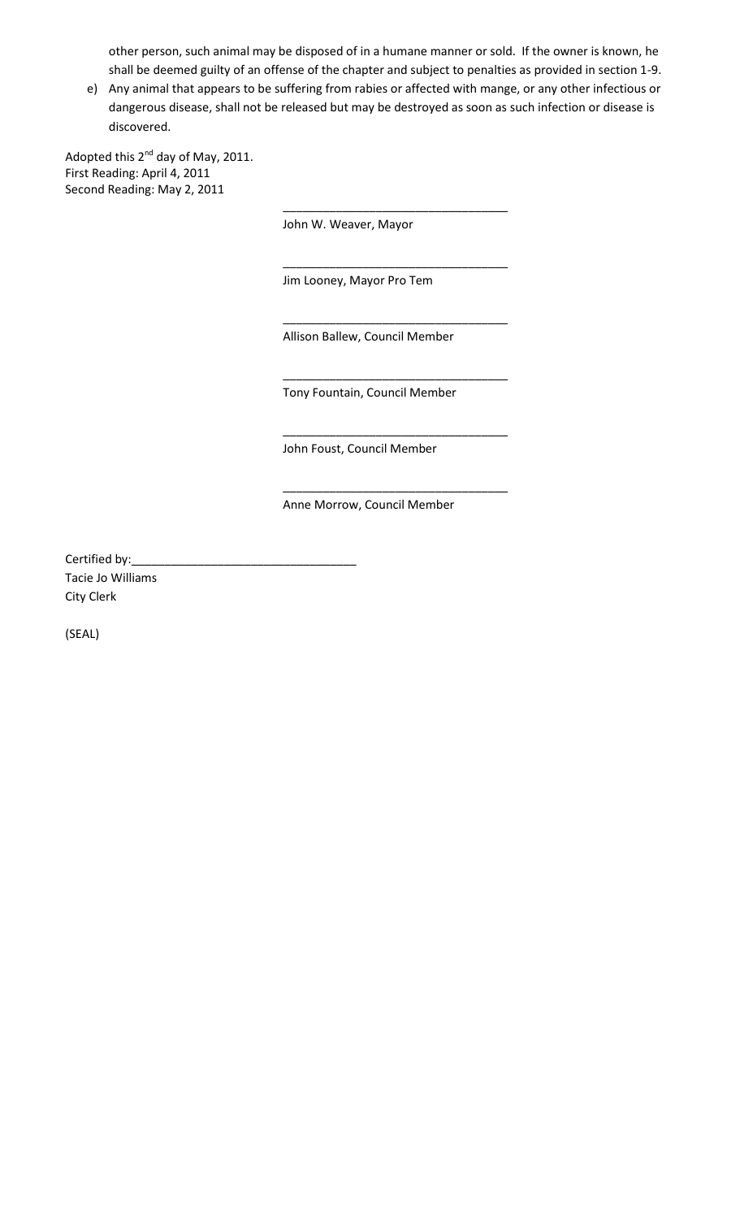other person, such animal may be disposed of in a humane manner or sold. If the owner is known, he shall be deemed guilty of an offense of the chapter and subject to penalties as provided in section 1-9.

e) Any animal that appears to be suffering from rabies or affected with mange, or any other infectious or dangerous disease, shall not be released but may be destroyed as soon as such infection or disease is discovered.

Adopted this 2nd day of May, 2011.
First Reading: April 4, 2011
Second Reading: May 2, 2011

__________________________________
John W. Weaver, Mayor

__________________________________
Jim Looney, Mayor Pro Tem

__________________________________
Allison Ballew, Council Member

__________________________________
Tony Fountain, Council Member

__________________________________
John Foust, Council Member

__________________________________
Anne Morrow, Council Member

Certified by:_________________________________
Tacie Jo Williams
City Clerk

(SEAL)